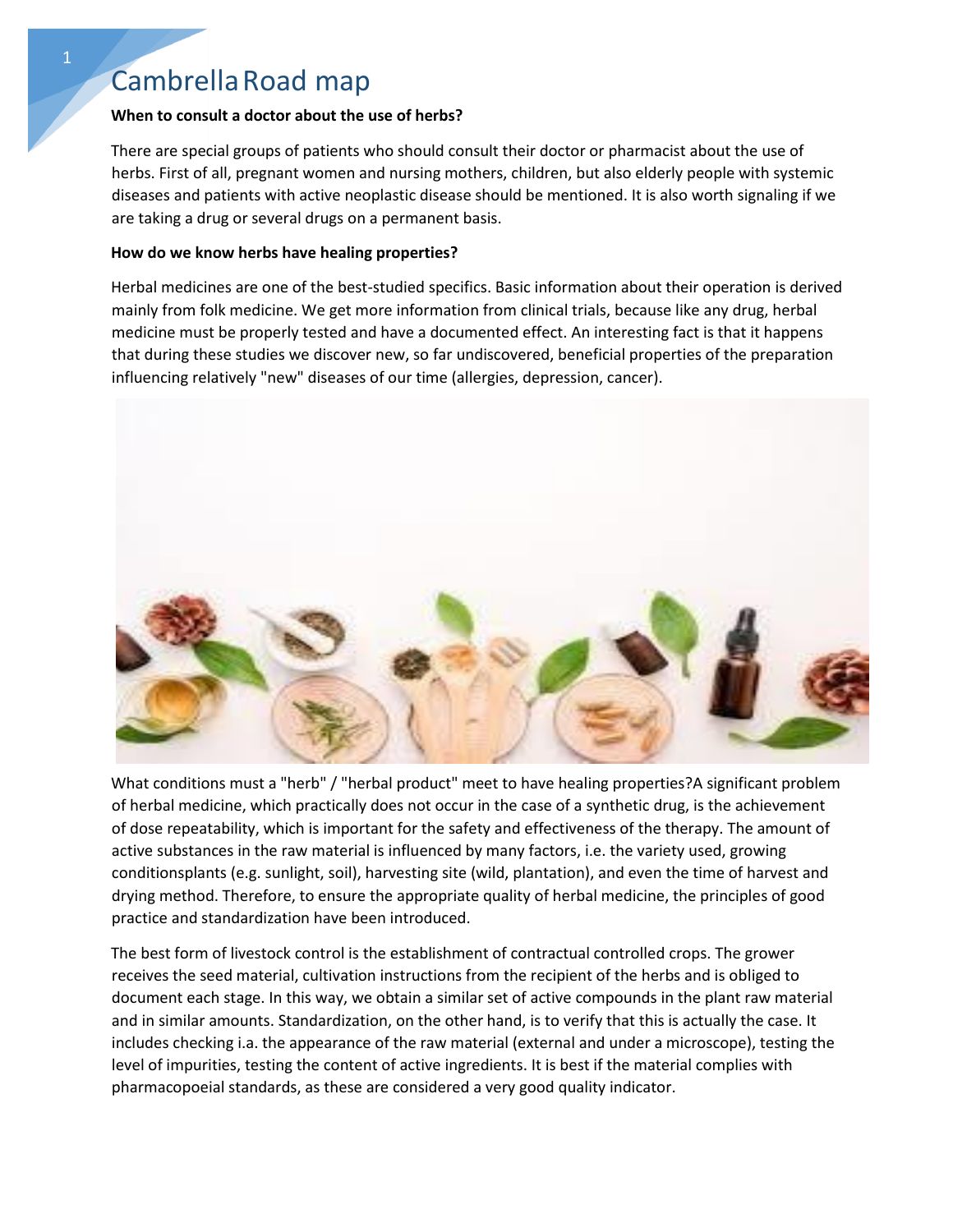# Cambrella Road map

**When to consult a doctor about the use of herbs?**

There are special groups of patients who should consult their doctor or pharmacist about the use of herbs. First of all, pregnant women and nursing mothers, children, but also elderly people with systemic diseases and patients with active neoplastic disease should be mentioned. It is also worth signaling if we are taking a drug or several drugs on a permanent basis.

**How do we know herbs have healing properties?**

Herbal medicines are one of the best-studied specifics. Basic information about their operation is derived mainly from folk medicine. We get more information from clinical trials, because like any drug, herbal medicine must be properly tested and have a documented effect. An interesting fact is that it happens that during these studies we discover new, so far undiscovered, beneficial properties of the preparation influencing relatively "new" diseases of our time (allergies, depression, cancer).

What conditions must a "herb" / "herbal product" meet to have healing properties?A significant problem of herbal medicine, which practically does not occur in the case of a synthetic drug, is the achievement of dose repeatability, which is important for the safety and effectiveness of the therapy. The amount of active substances in the raw material is influenced by many factors, i.e. the variety used, growing conditionsplants (e.g. sunlight, soil), harvesting site (wild, plantation), and even the time of harvest and drying method. Therefore, to ensure the appropriate quality of herbal medicine, the principles of good practice and standardization have been introduced.

The best form of livestock control is the establishment of contractual controlled crops. The grower receives the seed material, cultivation instructions from the recipient of the herbs and is obliged to document each stage. In this way, we obtain a similar set of active compounds in the plant raw material and in similar amounts. Standardization, on the other hand, is to verify that this is actually the case. It includes checking i.a. the appearance of the raw material (external and under a microscope), testing the level of impurities, testing the content of active ingredients. It is best if the material complies with pharmacopoeial standards, as these are considered a very good quality indicator.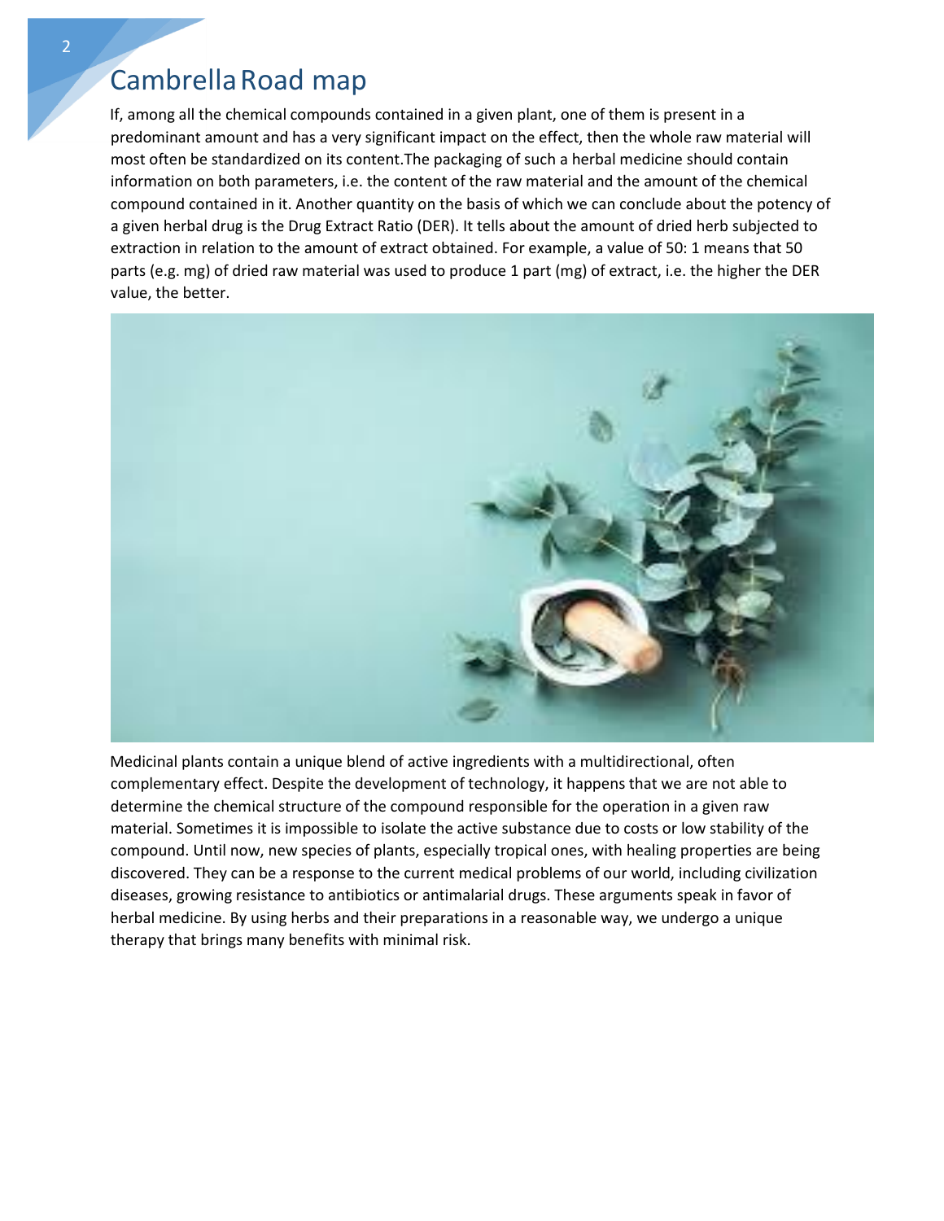# Cambrella Road map

If, among all the chemical compounds contained in a given plant, one of them is present in a predominant amount and has a very significant impact on the effect, then the whole raw material will most often be standardized on its content.The packaging of such a herbal medicine should contain information on both parameters, i.e. the content of the raw material and the amount of the chemical compound contained in it. Another quantity on the basis of which we can conclude about the potency of a given herbal drug is the Drug Extract Ratio (DER). It tells about the amount of dried herb subjected to extraction in relation to the amount of extract obtained. For example, a value of 50: 1 means that 50 parts (e.g. mg) of dried raw material was used to produce 1 part (mg) of extract, i.e. the higher the DER value, the better.

Medicinal plants contain a unique blend of active ingredients with a multidirectional, often complementary effect. Despite the development of technology, it happens that we are not able to determine the chemical structure of the compound responsible for the operation in a given raw material. Sometimes it is impossible to isolate the active substance due to costs or low stability of the compound. Until now, new species of plants, especially tropical ones, with healing properties are being discovered. They can be a response to the current medical problems of our world, including civilization diseases, growing resistance to antibiotics or antimalarial drugs. These arguments speak in favor of herbal medicine. By using herbs and their preparations in a reasonable way, we undergo a unique therapy that brings many benefits with minimal risk.